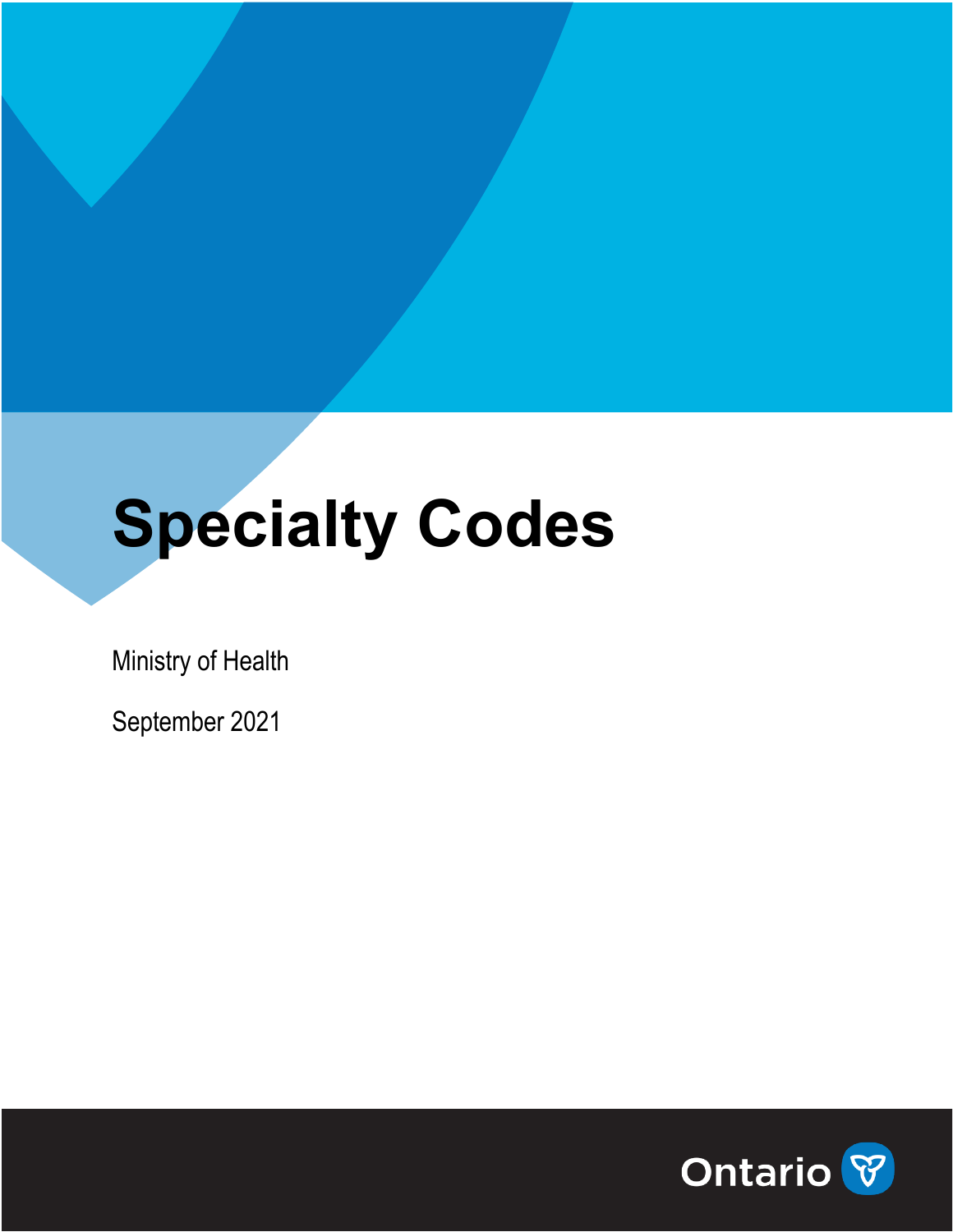# Specialty Codes

Ministry of Health

September 2021

Ontario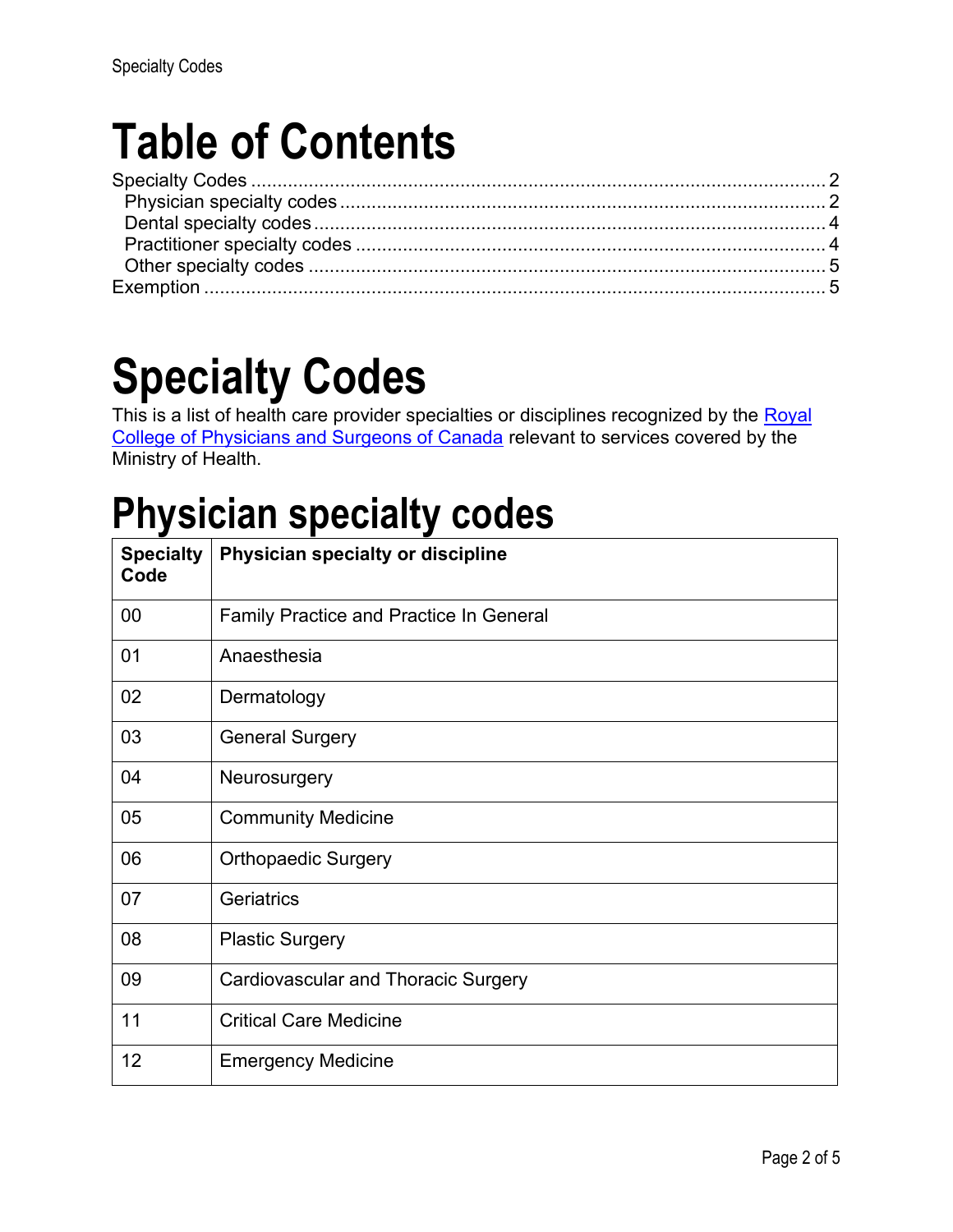# Table of Contents

Specialty Codes ............................................................................................................. 2
 Physician specialty codes ............................................................................................. 2
 Dental specialty codes .................................................................................................. 4
 Practitioner specialty codes .......................................................................................... 4
 Other specialty codes ................................................................................................... 5
Exemption ...................................................................................................................... 5

# Specialty Codes

This is a list of health care provider specialties or disciplines recognized by the [Royal College of Physicians and Surgeons of Canada] relevant to services covered by the Ministry of Health.

## Physician specialty codes

| Specialty Code | Physician specialty or discipline |
|---|---|
| 00 | Family Practice and Practice In General |
| 01 | Anaesthesia |
| 02 | Dermatology |
| 03 | General Surgery |
| 04 | Neurosurgery |
| 05 | Community Medicine |
| 06 | Orthopaedic Surgery |
| 07 | Geriatrics |
| 08 | Plastic Surgery |
| 09 | Cardiovascular and Thoracic Surgery |
| 11 | Critical Care Medicine |
| 12 | Emergency Medicine |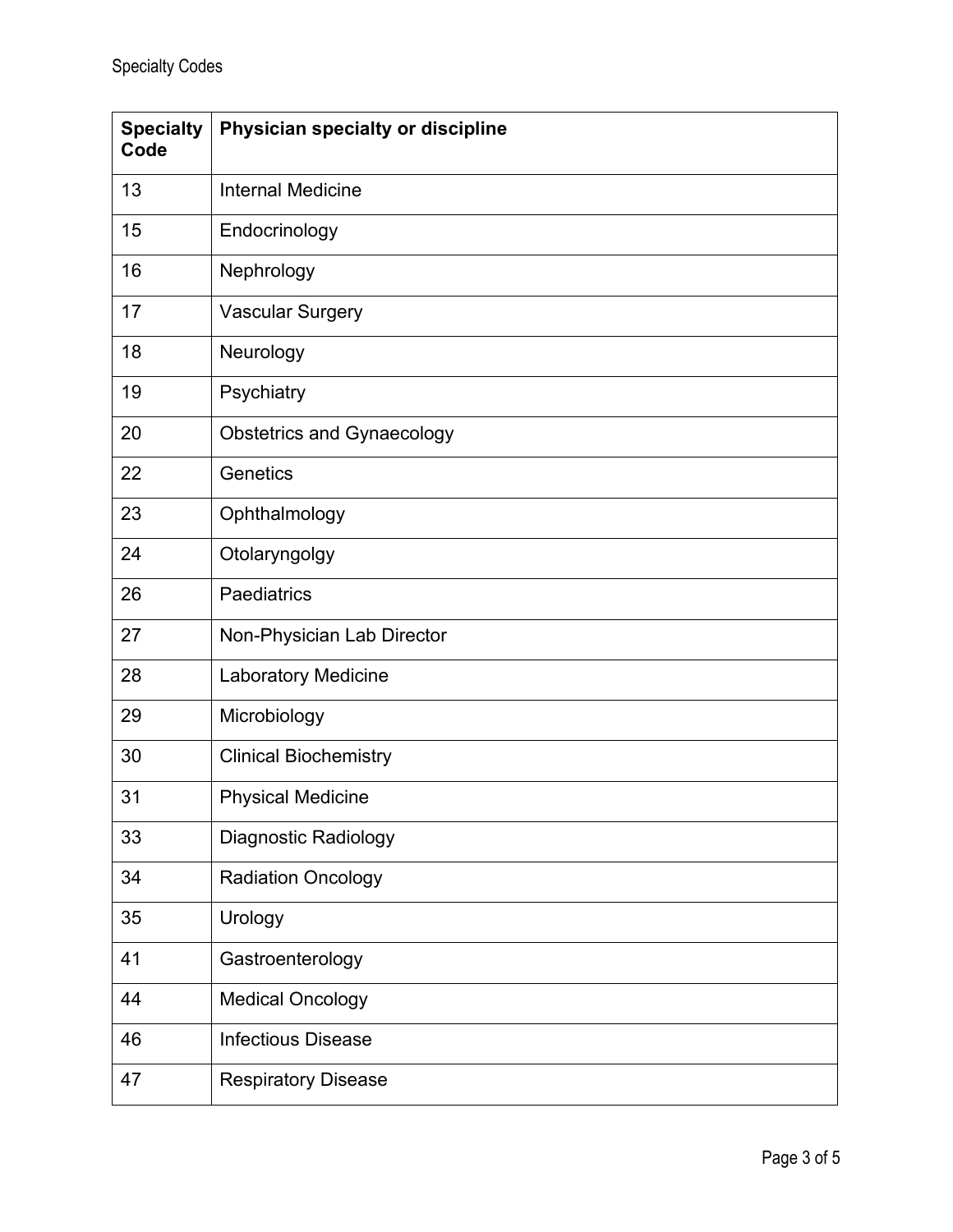| Specialty Code | Physician specialty or discipline |
|---|---|
| 13 | Internal Medicine |
| 15 | Endocrinology |
| 16 | Nephrology |
| 17 | Vascular Surgery |
| 18 | Neurology |
| 19 | Psychiatry |
| 20 | Obstetrics and Gynaecology |
| 22 | Genetics |
| 23 | Ophthalmology |
| 24 | Otolaryngolgy |
| 26 | Paediatrics |
| 27 | Non-Physician Lab Director |
| 28 | Laboratory Medicine |
| 29 | Microbiology |
| 30 | Clinical Biochemistry |
| 31 | Physical Medicine |
| 33 | Diagnostic Radiology |
| 34 | Radiation Oncology |
| 35 | Urology |
| 41 | Gastroenterology |
| 44 | Medical Oncology |
| 46 | Infectious Disease |
| 47 | Respiratory Disease |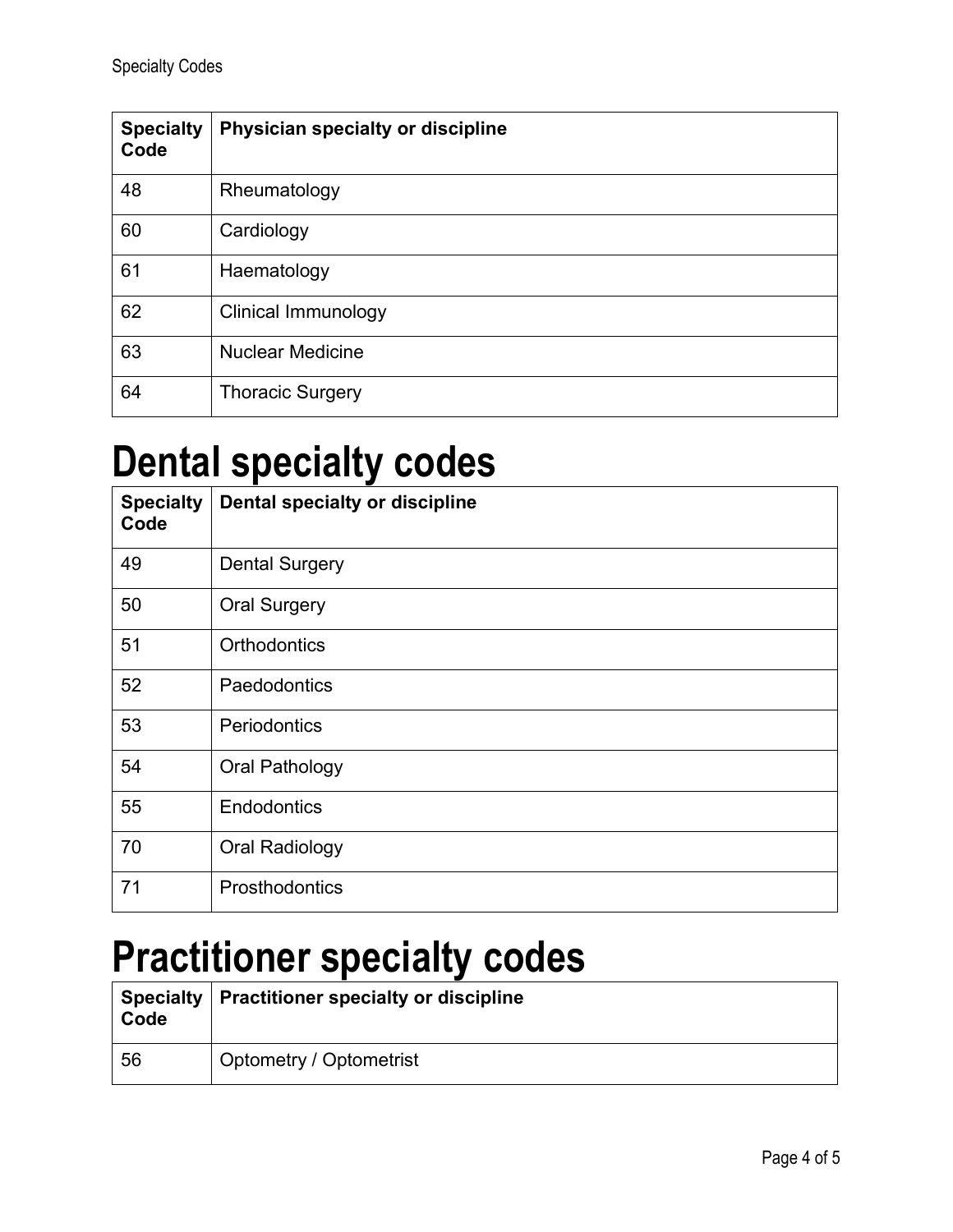| Specialty Code | Physician specialty or discipline |
|---|---|
| 48 | Rheumatology |
| 60 | Cardiology |
| 61 | Haematology |
| 62 | Clinical Immunology |
| 63 | Nuclear Medicine |
| 64 | Thoracic Surgery |

# Dental specialty codes

| Specialty Code | Dental specialty or discipline |
|---|---|
| 49 | Dental Surgery |
| 50 | Oral Surgery |
| 51 | Orthodontics |
| 52 | Paedodontics |
| 53 | Periodontics |
| 54 | Oral Pathology |
| 55 | Endodontics |
| 70 | Oral Radiology |
| 71 | Prosthodontics |

# Practitioner specialty codes

| Specialty Code | Practitioner specialty or discipline |
|---|---|
| 56 | Optometry / Optometrist |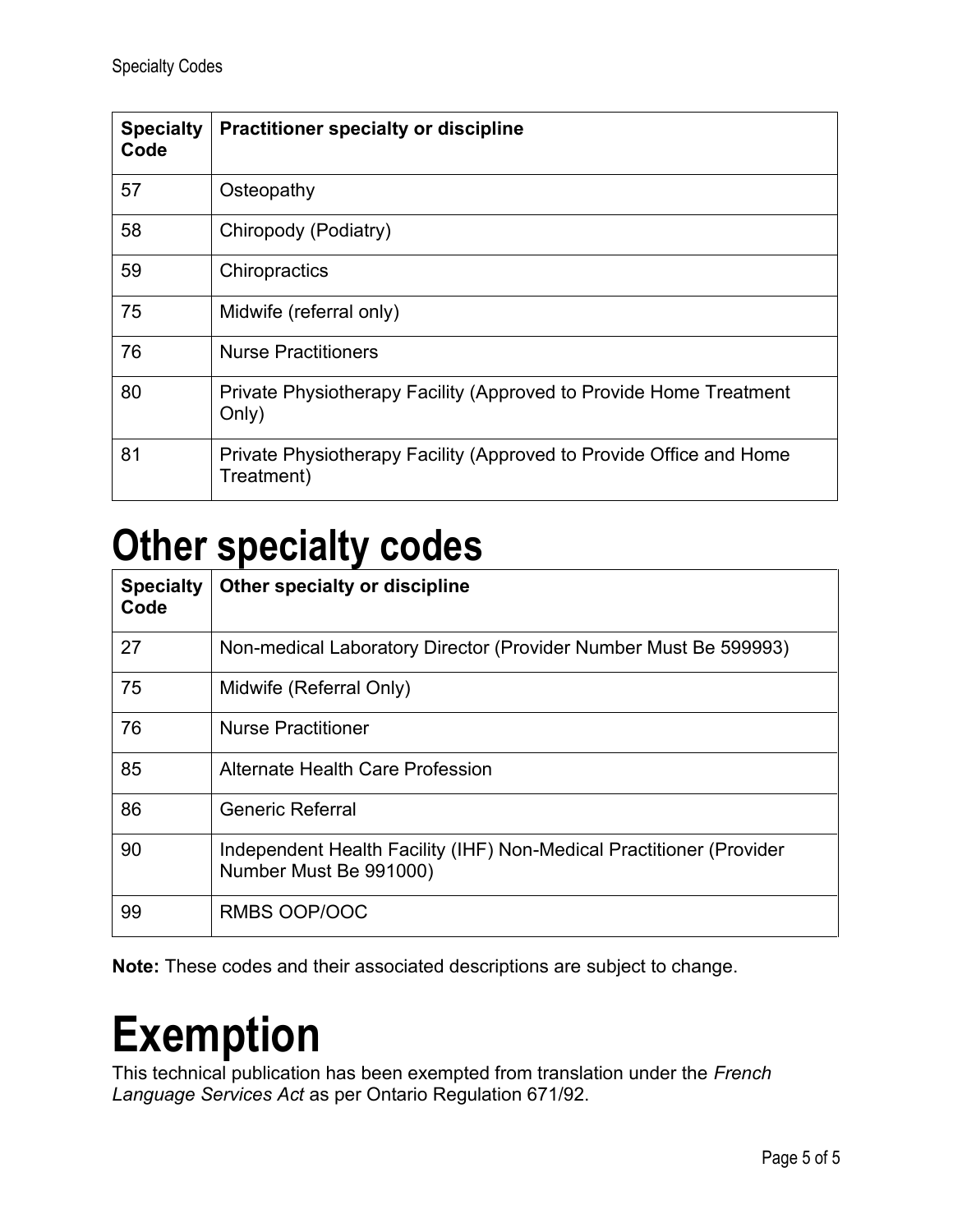| Specialty Code | Practitioner specialty or discipline |
| --- | --- |
| 57 | Osteopathy |
| 58 | Chiropody (Podiatry) |
| 59 | Chiropractics |
| 75 | Midwife (referral only) |
| 76 | Nurse Practitioners |
| 80 | Private Physiotherapy Facility (Approved to Provide Home Treatment Only) |
| 81 | Private Physiotherapy Facility (Approved to Provide Office and Home Treatment) |

# Other specialty codes

| Specialty Code | Other specialty or discipline |
| --- | --- |
| 27 | Non-medical Laboratory Director (Provider Number Must Be 599993) |
| 75 | Midwife (Referral Only) |
| 76 | Nurse Practitioner |
| 85 | Alternate Health Care Profession |
| 86 | Generic Referral |
| 90 | Independent Health Facility (IHF) Non-Medical Practitioner (Provider Number Must Be 991000) |
| 99 | RMBS OOP/OOC |

**Note:** These codes and their associated descriptions are subject to change.

# Exemption

This technical publication has been exempted from translation under the *French Language Services Act* as per Ontario Regulation 671/92.